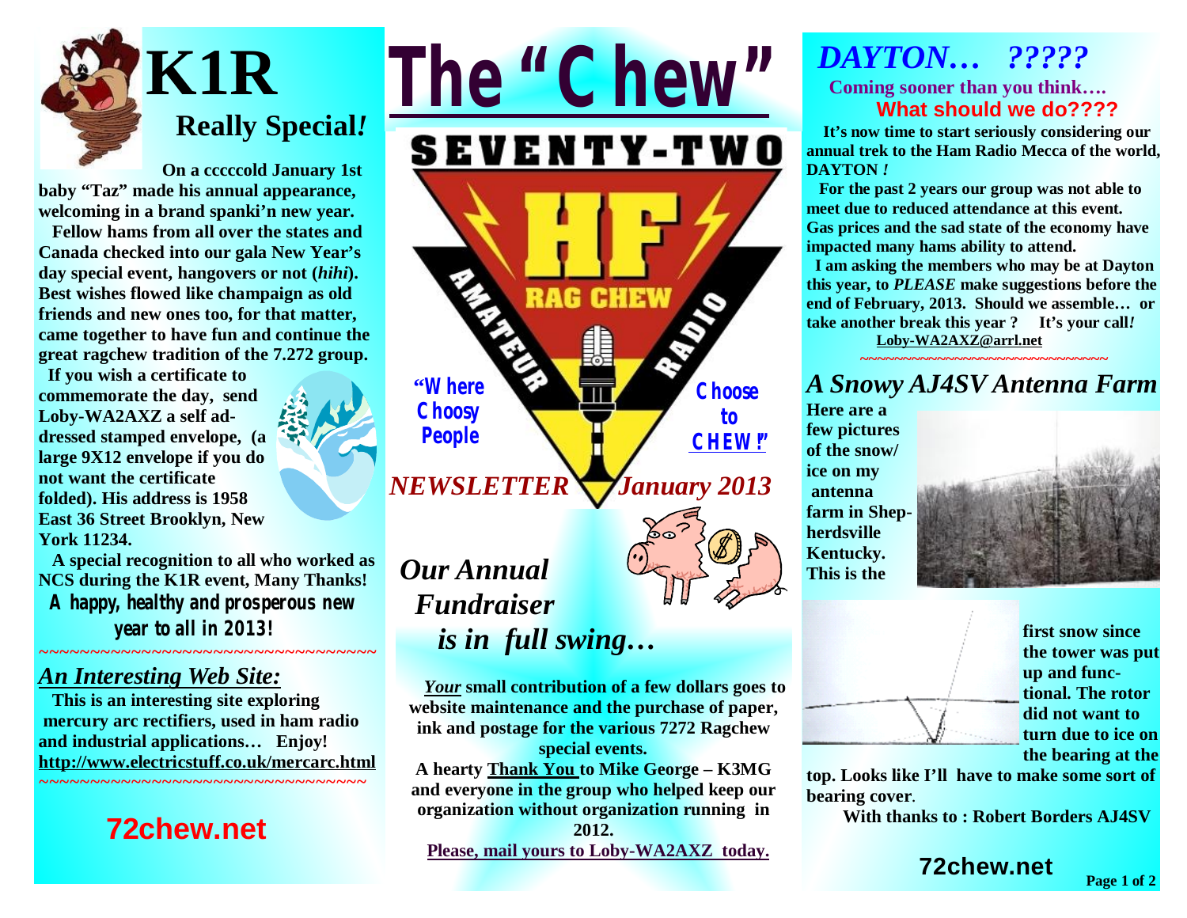# The "Chew"

## SEVENTY-TWO

HF RAG CHEW AMATEUR RADIO

"Where Choosy People Choose to CHEW!"

*NEWSLETTER* *January 2013*

# K1R Really Special!

On a cccccold January 1st baby "Taz" made his annual appearance, welcoming in a brand spanki'n new year.

Fellow hams from all over the states and Canada checked into our gala New Year's day special event, hangovers or not (*hihi*). Best wishes flowed like champaign as old friends and new ones too, for that matter, came together to have fun and continue the great ragchew tradition of the 7.272 group.

If you wish a certificate to commemorate the day, send Loby-WA2AXZ a self addressed stamped envelope, (a large 9X12 envelope if you do not want the certificate folded). His address is 1958 East 36 Street Brooklyn, New York 11234.

A special recognition to all who worked as NCS during the K1R event, Many Thanks!

**A happy, healthy and prosperous new year to all in 2013!**

~~~~~~~~~~~~~~~~~~~~~~~~~~~~~~~~~~~~

## *An Interesting Web Site:*

This is an interesting site exploring mercury arc rectifiers, used in ham radio and industrial applications… Enjoy!

**http://www.electricstuff.co.uk/mercarc.html**

~~~~~~~~~~~~~~~~~~~~~~~~~~~~~~~~~~~~

**72chew.net**

## *Our Annual Fundraiser is in full swing…*

***Your*** **small contribution of a few dollars goes to website maintenance and the purchase of paper, ink and postage for the various 7272 Ragchew special events.**

**A hearty Thank You to Mike George – K3MG and everyone in the group who helped keep our organization without organization running in 2012.**

**Please, mail yours to Loby-WA2AXZ today.**

## *DAYTON… ?????*

**Coming sooner than you think….**

**What should we do????**

**It's now time to start seriously considering our annual trek to the Ham Radio Mecca of the world, DAYTON** ***!***

**For the past 2 years our group was not able to meet due to reduced attendance at this event. Gas prices and the sad state of the economy have impacted many hams ability to attend.**

**I am asking the members who may be at Dayton this year, to** ***PLEASE*** **make suggestions before the end of February, 2013. Should we assemble… or take another break this year ? It's your call*****!***

**Loby-WA2AXZ@arrl.net**

~~~~~~~~~~~~~~~~~~~~~~~~~~~~~~~~~~~~

## *A Snowy AJ4SV Antenna Farm*

**Here are a few pictures of the snow/ice on my antenna farm in Shepherdsville Kentucky. This is the first snow since the tower was put up and functional. The rotor did not want to turn due to ice on the bearing at the top. Looks like I'll have to make some sort of bearing cover.**

**With thanks to : Robert Borders AJ4SV**

**72chew.net**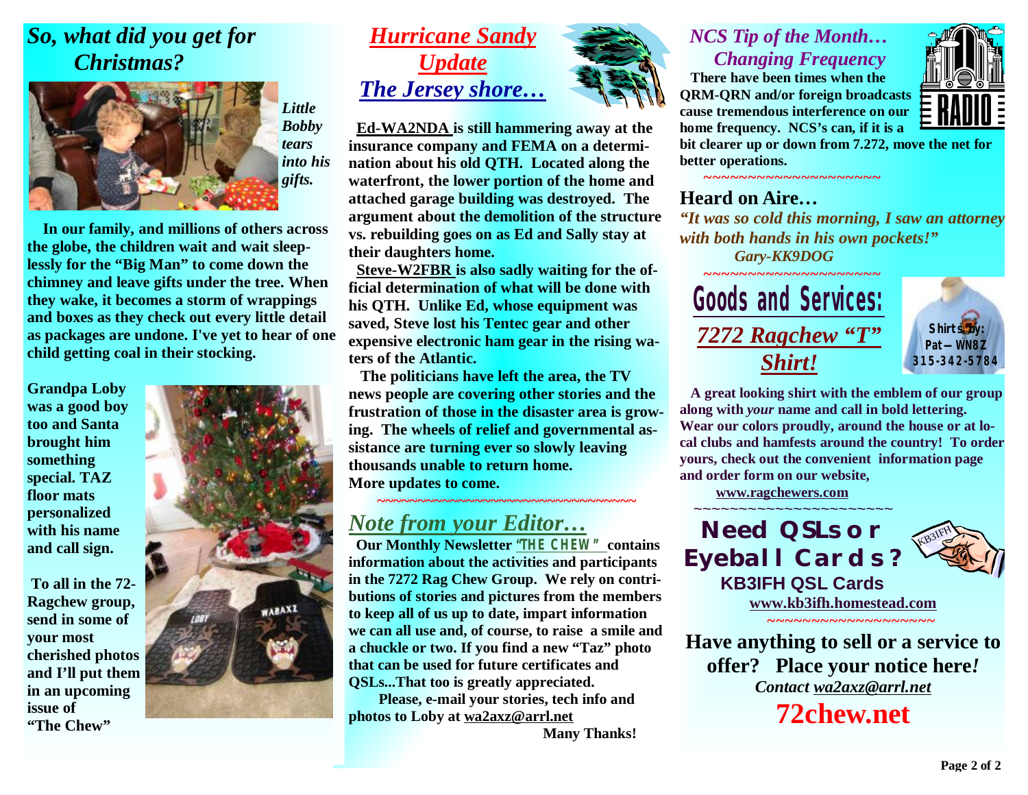## *So, what did you get for Christmas?*

*Little Bobby tears into his gifts.*

**In our family, and millions of others across the globe, the children wait and wait sleeplessly for the "Big Man" to come down the chimney and leave gifts under the tree. When they wake, it becomes a storm of wrappings and boxes as they check out every little detail as packages are undone. I've yet to hear of one child getting coal in their stocking.**

**Grandpa Loby was a good boy too and Santa brought him something special. TAZ floor mats personalized with his name and call sign.**

**To all in the 72-Ragchew group, send in some of your most cherished photos and I'll put them in an upcoming issue of "The Chew"**

## *Hurricane Sandy Update The Jersey shore…*

**Ed-WA2NDA is still hammering away at the insurance company and FEMA on a determination about his old QTH. Located along the waterfront, the lower portion of the home and attached garage building was destroyed. The argument about the demolition of the structure vs. rebuilding goes on as Ed and Sally stay at their daughters home.**

**Steve-W2FBR is also sadly waiting for the official determination of what will be done with his QTH. Unlike Ed, whose equipment was saved, Steve lost his Tentec gear and other expensive electronic ham gear in the rising waters of the Atlantic.**

**The politicians have left the area, the TV news people are covering other stories and the frustration of those in the disaster area is growing. The wheels of relief and governmental assistance are turning ever so slowly leaving thousands unable to return home.**

**More updates to come.**

~~~~~~~~~~~~~~~~~~~~~~~~~~~~~~~~~~~~

## *Note from your Editor…*

**Our Monthly Newsletter "THE CHEW" contains information about the activities and participants in the 7272 Rag Chew Group. We rely on contributions of stories and pictures from the members to keep all of us up to date, impart information we can all use and, of course, to raise a smile and a chuckle or two. If you find a new "Taz" photo that can be used for future certificates and QSLs...That too is greatly appreciated.**

**Please, e-mail your stories, tech info and photos to Loby at wa2axz@arrl.net**

**Many Thanks!**

## *NCS Tip of the Month… Changing Frequency*

**There have been times when the QRM-QRN and/or foreign broadcasts cause tremendous interference on our home frequency. NCS's can, if it is a bit clearer up or down from 7.272, move the net for better operations.**

~~~~~~~~~~~~~~~~~~~~~~

## Heard on Aire…

***"It was so cold this morning, I saw an attorney with both hands in his own pockets!"***

***Gary-KK9DOG***

~~~~~~~~~~~~~~~~~~~~~~

## Goods and Services:

### *7272 Ragchew "T" Shirt!*

**Shirts by: Pat—WN8Z 315-342-5784**

**A great looking shirt with the emblem of our group along with *your* name and call in bold lettering. Wear our colors proudly, around the house or at local clubs and hamfests around the country! To order yours, check out the convenient information page and order form on our website,**

**www.ragchewers.com**

~~~~~~~~~~~~~~~~~~~~~~~

## Need QSLs or Eyeball Cards?

**KB3IFH QSL Cards**

**www.kb3ifh.homestead.com**

~~~~~~~~~~~~~~~~~~~~

**Have anything to sell or a service to offer? Place your notice here!**

***Contact wa2axz@arrl.net***

# 72chew.net